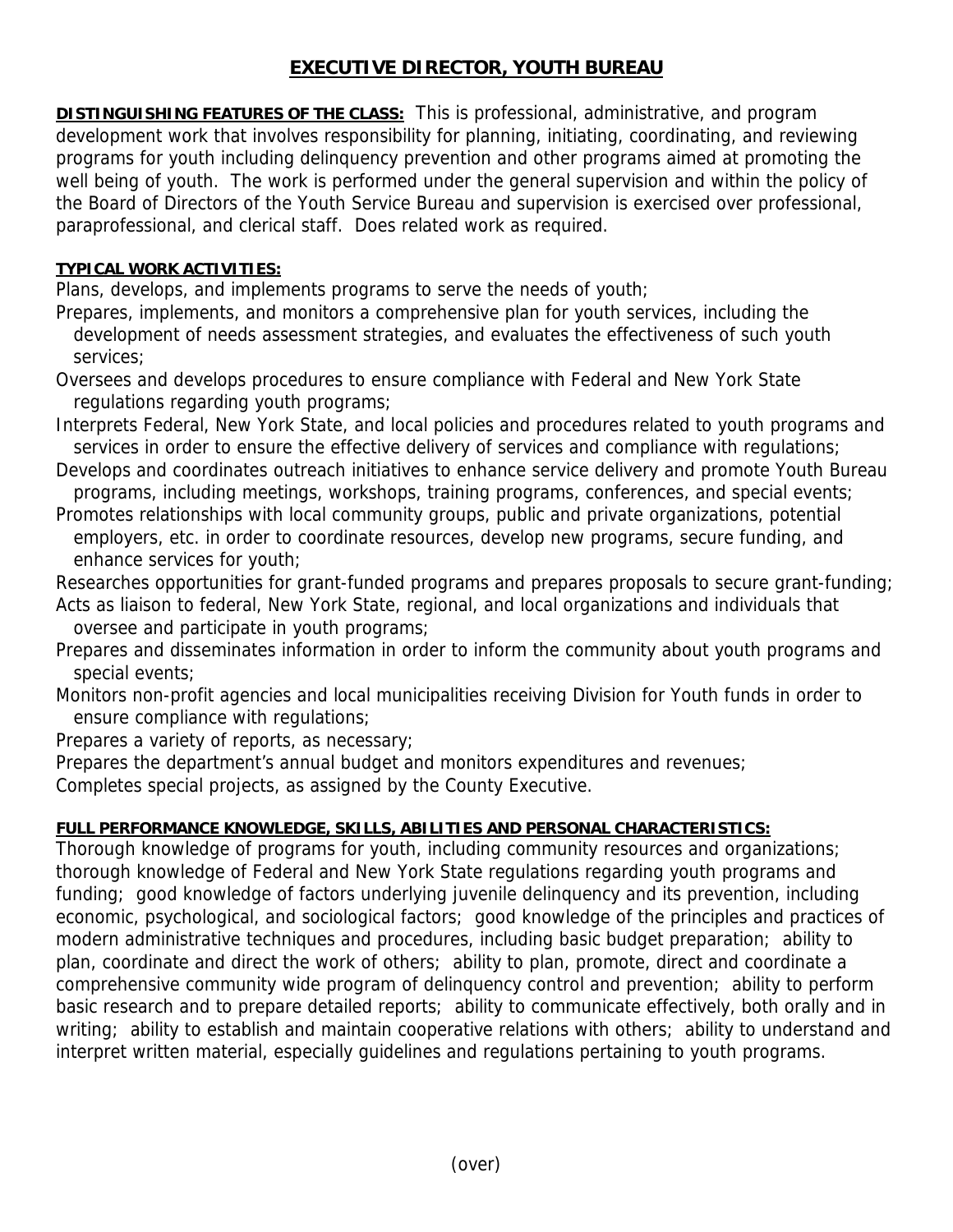# EXECUTIVE DIRECTOR, YOUTH BUREAU

**DISTINGUISHING FEATURES OF THE CLASS:** This is professional, administrative, and program development work that involves responsibility for planning, initiating, coordinating, and reviewing programs for youth including delinquency prevention and other programs aimed at promoting the well being of youth. The work is performed under the general supervision and within the policy of the Board of Directors of the Youth Service Bureau and supervision is exercised over professional, paraprofessional, and clerical staff. Does related work as required.

**TYPICAL WORK ACTIVITIES:**

Plans, develops, and implements programs to serve the needs of youth;

Prepares, implements, and monitors a comprehensive plan for youth services, including the development of needs assessment strategies, and evaluates the effectiveness of such youth services;

Oversees and develops procedures to ensure compliance with Federal and New York State regulations regarding youth programs;

Interprets Federal, New York State, and local policies and procedures related to youth programs and services in order to ensure the effective delivery of services and compliance with regulations;

Develops and coordinates outreach initiatives to enhance service delivery and promote Youth Bureau programs, including meetings, workshops, training programs, conferences, and special events;

Promotes relationships with local community groups, public and private organizations, potential employers, etc. in order to coordinate resources, develop new programs, secure funding, and enhance services for youth;

Researches opportunities for grant-funded programs and prepares proposals to secure grant-funding;

Acts as liaison to federal, New York State, regional, and local organizations and individuals that oversee and participate in youth programs;

Prepares and disseminates information in order to inform the community about youth programs and special events;

Monitors non-profit agencies and local municipalities receiving Division for Youth funds in order to ensure compliance with regulations;

Prepares a variety of reports, as necessary;

Prepares the department's annual budget and monitors expenditures and revenues;

Completes special projects, as assigned by the County Executive.

**FULL PERFORMANCE KNOWLEDGE, SKILLS, ABILITIES AND PERSONAL CHARACTERISTICS:**

Thorough knowledge of programs for youth, including community resources and organizations; thorough knowledge of Federal and New York State regulations regarding youth programs and funding; good knowledge of factors underlying juvenile delinquency and its prevention, including economic, psychological, and sociological factors; good knowledge of the principles and practices of modern administrative techniques and procedures, including basic budget preparation; ability to plan, coordinate and direct the work of others; ability to plan, promote, direct and coordinate a comprehensive community wide program of delinquency control and prevention; ability to perform basic research and to prepare detailed reports; ability to communicate effectively, both orally and in writing; ability to establish and maintain cooperative relations with others; ability to understand and interpret written material, especially guidelines and regulations pertaining to youth programs.

(over)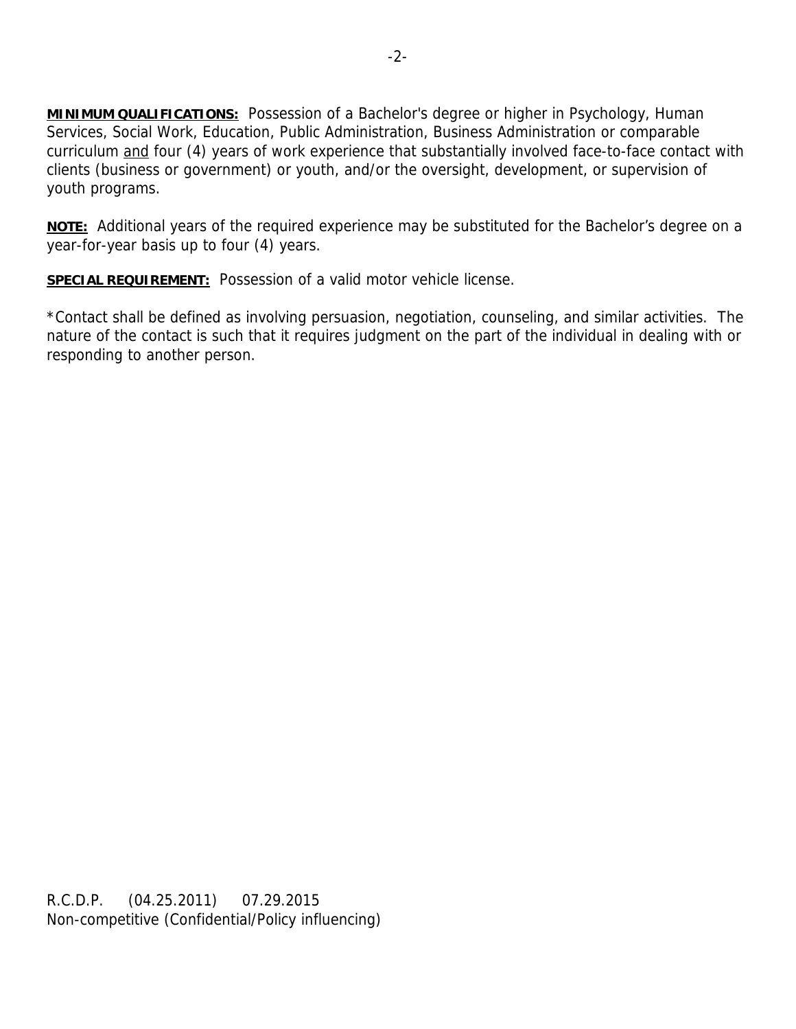**MINIMUM QUALIFICATIONS:** Possession of a Bachelor's degree or higher in Psychology, Human Services, Social Work, Education, Public Administration, Business Administration or comparable curriculum <u>and</u> four (4) years of work experience that substantially involved face-to-face contact with clients (business or government) or youth, and/or the oversight, development, or supervision of youth programs.

**NOTE:** Additional years of the required experience may be substituted for the Bachelor's degree on a year-for-year basis up to four (4) years.

**SPECIAL REQUIREMENT:** Possession of a valid motor vehicle license.

*Contact shall be defined as involving persuasion, negotiation, counseling, and similar activities. The nature of the contact is such that it requires judgment on the part of the individual in dealing with or responding to another person.

R.C.D.P. (04.25.2011) 07.29.2015
Non-competitive (Confidential/Policy influencing)